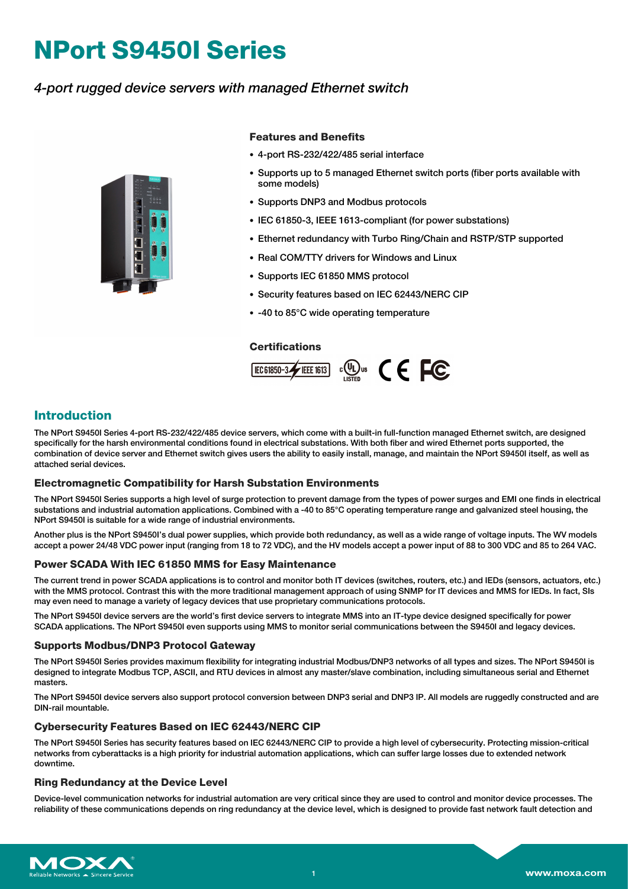# NPort S9450I Series

*4-port rugged device servers with managed Ethernet switch*

### Features and Benefits

- 4-port RS-232/422/485 serial interface
- Supports up to 5 managed Ethernet switch ports (fiber ports available with some models)
- Supports DNP3 and Modbus protocols
- IEC 61850-3, IEEE 1613-compliant (for power substations)
- Ethernet redundancy with Turbo Ring/Chain and RSTP/STP supported
- Real COM/TTY drivers for Windows and Linux
- Supports IEC 61850 MMS protocol
- Security features based on IEC 62443/NERC CIP
- -40 to 85°C wide operating temperature

### Certifications

## Introduction

The NPort S9450I Series 4-port RS-232/422/485 device servers, which come with a built-in full-function managed Ethernet switch, are designed specifically for the harsh environmental conditions found in electrical substations. With both fiber and wired Ethernet ports supported, the combination of device server and Ethernet switch gives users the ability to easily install, manage, and maintain the NPort S9450I itself, as well as attached serial devices.

### Electromagnetic Compatibility for Harsh Substation Environments

The NPort S9450I Series supports a high level of surge protection to prevent damage from the types of power surges and EMI one finds in electrical substations and industrial automation applications. Combined with a -40 to 85°C operating temperature range and galvanized steel housing, the NPort S9450I is suitable for a wide range of industrial environments.

Another plus is the NPort S9450I's dual power supplies, which provide both redundancy, as well as a wide range of voltage inputs. The WV models accept a power 24/48 VDC power input (ranging from 18 to 72 VDC), and the HV models accept a power input of 88 to 300 VDC and 85 to 264 VAC.

### Power SCADA With IEC 61850 MMS for Easy Maintenance

The current trend in power SCADA applications is to control and monitor both IT devices (switches, routers, etc.) and IEDs (sensors, actuators, etc.) with the MMS protocol. Contrast this with the more traditional management approach of using SNMP for IT devices and MMS for IEDs. In fact, SIs may even need to manage a variety of legacy devices that use proprietary communications protocols.

The NPort S9450I device servers are the world's first device servers to integrate MMS into an IT-type device designed specifically for power SCADA applications. The NPort S9450I even supports using MMS to monitor serial communications between the S9450I and legacy devices.

### Supports Modbus/DNP3 Protocol Gateway

The NPort S9450I Series provides maximum flexibility for integrating industrial Modbus/DNP3 networks of all types and sizes. The NPort S9450I is designed to integrate Modbus TCP, ASCII, and RTU devices in almost any master/slave combination, including simultaneous serial and Ethernet masters.

The NPort S9450I device servers also support protocol conversion between DNP3 serial and DNP3 IP. All models are ruggedly constructed and are DIN-rail mountable.

### Cybersecurity Features Based on IEC 62443/NERC CIP

The NPort S9450I Series has security features based on IEC 62443/NERC CIP to provide a high level of cybersecurity. Protecting mission-critical networks from cyberattacks is a high priority for industrial automation applications, which can suffer large losses due to extended network downtime.

### Ring Redundancy at the Device Level

Device-level communication networks for industrial automation are very critical since they are used to control and monitor device processes. The reliability of these communications depends on ring redundancy at the device level, which is designed to provide fast network fault detection and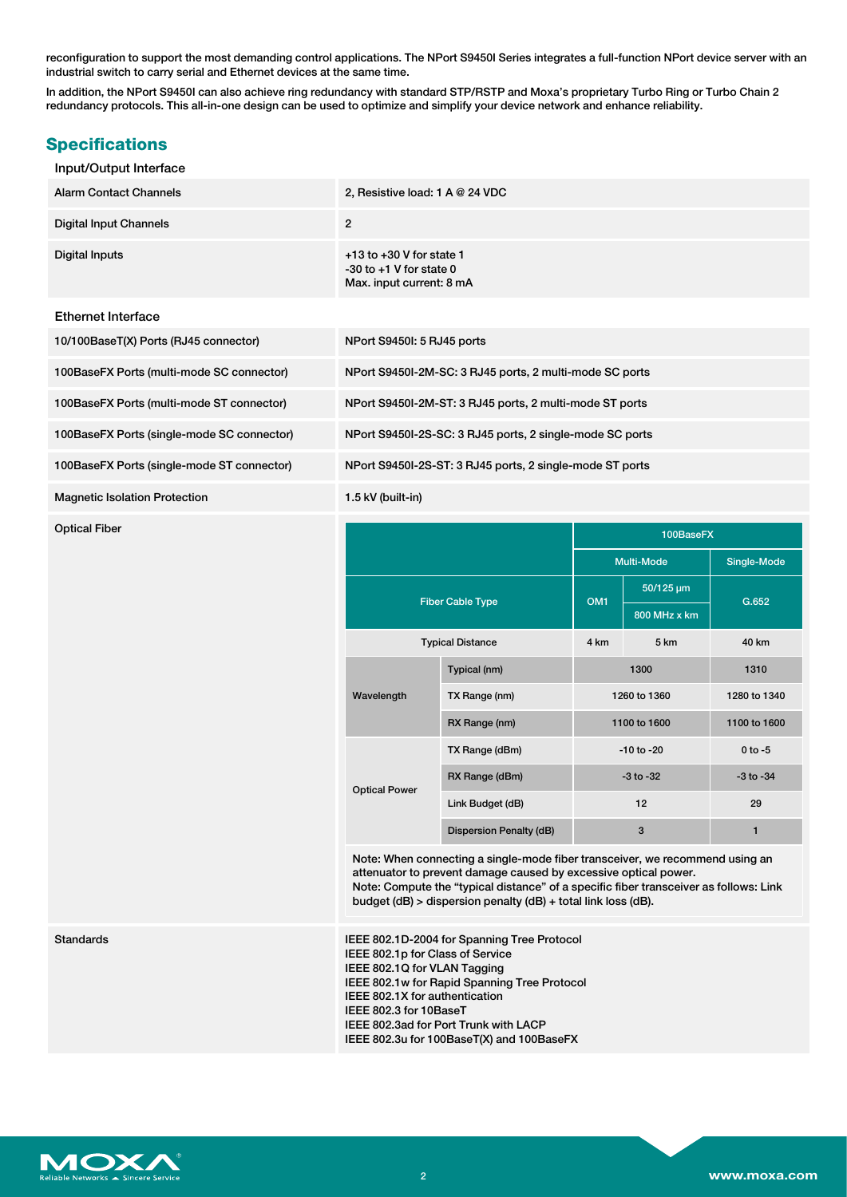reconfiguration to support the most demanding control applications. The NPort S9450I Series integrates a full-function NPort device server with an industrial switch to carry serial and Ethernet devices at the same time.

In addition, the NPort S9450I can also achieve ring redundancy with standard STP/RSTP and Moxa's proprietary Turbo Ring or Turbo Chain 2 redundancy protocols. This all-in-one design can be used to optimize and simplify your device network and enhance reliability.

## Specifications

### Input/Output Interface

| | |
|---|---|
| Alarm Contact Channels | 2, Resistive load: 1 A @ 24 VDC |
| Digital Input Channels | 2 |
| Digital Inputs | +13 to +30 V for state 1<br>-30 to +1 V for state 0<br>Max. input current: 8 mA |

### Ethernet Interface

| | |
|---|---|
| 10/100BaseT(X) Ports (RJ45 connector) | NPort S9450I: 5 RJ45 ports |
| 100BaseFX Ports (multi-mode SC connector) | NPort S9450I-2M-SC: 3 RJ45 ports, 2 multi-mode SC ports |
| 100BaseFX Ports (multi-mode ST connector) | NPort S9450I-2M-ST: 3 RJ45 ports, 2 multi-mode ST ports |
| 100BaseFX Ports (single-mode SC connector) | NPort S9450I-2S-SC: 3 RJ45 ports, 2 single-mode SC ports |
| 100BaseFX Ports (single-mode ST connector) | NPort S9450I-2S-ST: 3 RJ45 ports, 2 single-mode ST ports |
| Magnetic Isolation Protection | 1.5 kV (built-in) |

Optical Fiber

| | | 100BaseFX | | |
|---|---|---|---|---|
| | | Multi-Mode | | Single-Mode |
| Fiber Cable Type | | OM1 | 50/125 µm 800 MHz x km | G.652 |
| Typical Distance | | 4 km | 5 km | 40 km |
| Wavelength | Typical (nm) | 1300 | | 1310 |
| | TX Range (nm) | 1260 to 1360 | | 1280 to 1340 |
| | RX Range (nm) | 1100 to 1600 | | 1100 to 1600 |
| Optical Power | TX Range (dBm) | -10 to -20 | | 0 to -5 |
| | RX Range (dBm) | -3 to -32 | | -3 to -34 |
| | Link Budget (dB) | 12 | | 29 |
| | Dispersion Penalty (dB) | 3 | | 1 |

Note: When connecting a single-mode fiber transceiver, we recommend using an attenuator to prevent damage caused by excessive optical power.
Note: Compute the "typical distance" of a specific fiber transceiver as follows: Link budget (dB) > dispersion penalty (dB) + total link loss (dB).

Standards

IEEE 802.1D-2004 for Spanning Tree Protocol
IEEE 802.1p for Class of Service
IEEE 802.1Q for VLAN Tagging
IEEE 802.1w for Rapid Spanning Tree Protocol
IEEE 802.1X for authentication
IEEE 802.3 for 10BaseT
IEEE 802.3ad for Port Trunk with LACP
IEEE 802.3u for 100BaseT(X) and 100BaseFX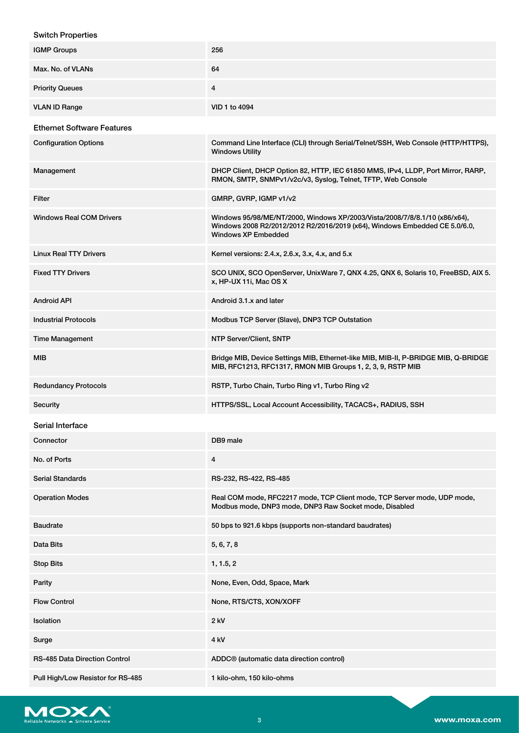## Switch Properties

| | |
|---|---|
| IGMP Groups | 256 |
| Max. No. of VLANs | 64 |
| Priority Queues | 4 |
| VLAN ID Range | VID 1 to 4094 |

## Ethernet Software Features

| | |
|---|---|
| Configuration Options | Command Line Interface (CLI) through Serial/Telnet/SSH, Web Console (HTTP/HTTPS), Windows Utility |
| Management | DHCP Client, DHCP Option 82, HTTP, IEC 61850 MMS, IPv4, LLDP, Port Mirror, RARP, RMON, SMTP, SNMPv1/v2c/v3, Syslog, Telnet, TFTP, Web Console |
| Filter | GMRP, GVRP, IGMP v1/v2 |
| Windows Real COM Drivers | Windows 95/98/ME/NT/2000, Windows XP/2003/Vista/2008/7/8/8.1/10 (x86/x64), Windows 2008 R2/2012/2012 R2/2016/2019 (x64), Windows Embedded CE 5.0/6.0, Windows XP Embedded |
| Linux Real TTY Drivers | Kernel versions: 2.4.x, 2.6.x, 3.x, 4.x, and 5.x |
| Fixed TTY Drivers | SCO UNIX, SCO OpenServer, UnixWare 7, QNX 4.25, QNX 6, Solaris 10, FreeBSD, AIX 5.x, HP-UX 11i, Mac OS X |
| Android API | Android 3.1.x and later |
| Industrial Protocols | Modbus TCP Server (Slave), DNP3 TCP Outstation |
| Time Management | NTP Server/Client, SNTP |
| MIB | Bridge MIB, Device Settings MIB, Ethernet-like MIB, MIB-II, P-BRIDGE MIB, Q-BRIDGE MIB, RFC1213, RFC1317, RMON MIB Groups 1, 2, 3, 9, RSTP MIB |
| Redundancy Protocols | RSTP, Turbo Chain, Turbo Ring v1, Turbo Ring v2 |
| Security | HTTPS/SSL, Local Account Accessibility, TACACS+, RADIUS, SSH |

## Serial Interface

| | |
|---|---|
| Connector | DB9 male |
| No. of Ports | 4 |
| Serial Standards | RS-232, RS-422, RS-485 |
| Operation Modes | Real COM mode, RFC2217 mode, TCP Client mode, TCP Server mode, UDP mode, Modbus mode, DNP3 mode, DNP3 Raw Socket mode, Disabled |
| Baudrate | 50 bps to 921.6 kbps (supports non-standard baudrates) |
| Data Bits | 5, 6, 7, 8 |
| Stop Bits | 1, 1.5, 2 |
| Parity | None, Even, Odd, Space, Mark |
| Flow Control | None, RTS/CTS, XON/XOFF |
| Isolation | 2 kV |
| Surge | 4 kV |
| RS-485 Data Direction Control | ADDC® (automatic data direction control) |
| Pull High/Low Resistor for RS-485 | 1 kilo-ohm, 150 kilo-ohms |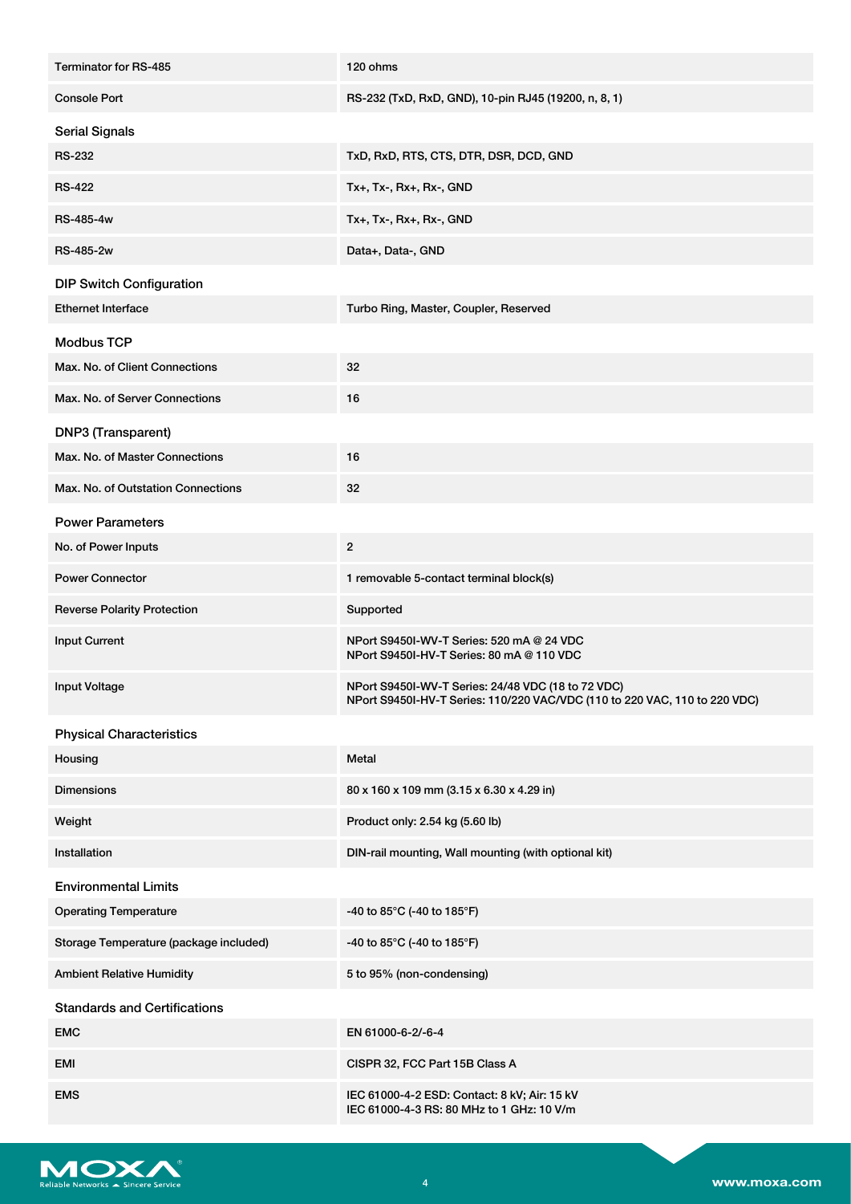| | |
|---|---|
| Terminator for RS-485 | 120 ohms |
| Console Port | RS-232 (TxD, RxD, GND), 10-pin RJ45 (19200, n, 8, 1) |

## Serial Signals

| | |
|---|---|
| RS-232 | TxD, RxD, RTS, CTS, DTR, DSR, DCD, GND |
| RS-422 | Tx+, Tx-, Rx+, Rx-, GND |
| RS-485-4w | Tx+, Tx-, Rx+, Rx-, GND |
| RS-485-2w | Data+, Data-, GND |

## DIP Switch Configuration

| | |
|---|---|
| Ethernet Interface | Turbo Ring, Master, Coupler, Reserved |

## Modbus TCP

| | |
|---|---|
| Max. No. of Client Connections | 32 |
| Max. No. of Server Connections | 16 |

## DNP3 (Transparent)

| | |
|---|---|
| Max. No. of Master Connections | 16 |
| Max. No. of Outstation Connections | 32 |

## Power Parameters

| | |
|---|---|
| No. of Power Inputs | 2 |
| Power Connector | 1 removable 5-contact terminal block(s) |
| Reverse Polarity Protection | Supported |
| Input Current | NPort S9450I-WV-T Series: 520 mA @ 24 VDC<br>NPort S9450I-HV-T Series: 80 mA @ 110 VDC |
| Input Voltage | NPort S9450I-WV-T Series: 24/48 VDC (18 to 72 VDC)<br>NPort S9450I-HV-T Series: 110/220 VAC/VDC (110 to 220 VAC, 110 to 220 VDC) |

## Physical Characteristics

| | |
|---|---|
| Housing | Metal |
| Dimensions | 80 x 160 x 109 mm (3.15 x 6.30 x 4.29 in) |
| Weight | Product only: 2.54 kg (5.60 lb) |
| Installation | DIN-rail mounting, Wall mounting (with optional kit) |

## Environmental Limits

| | |
|---|---|
| Operating Temperature | -40 to 85°C (-40 to 185°F) |
| Storage Temperature (package included) | -40 to 85°C (-40 to 185°F) |
| Ambient Relative Humidity | 5 to 95% (non-condensing) |

## Standards and Certifications

| | |
|---|---|
| EMC | EN 61000-6-2/-6-4 |
| EMI | CISPR 32, FCC Part 15B Class A |
| EMS | IEC 61000-4-2 ESD: Contact: 8 kV; Air: 15 kV<br>IEC 61000-4-3 RS: 80 MHz to 1 GHz: 10 V/m |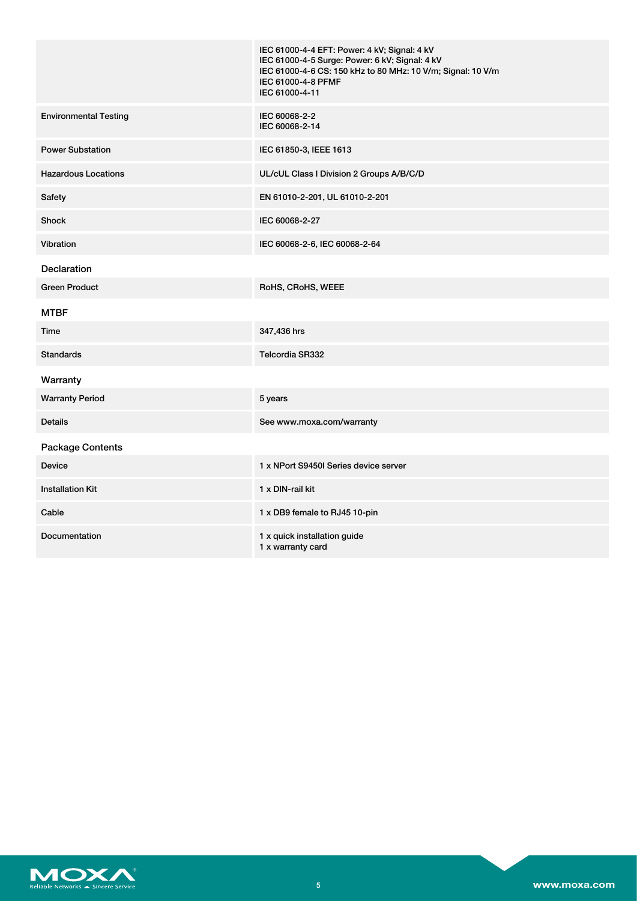| | |
|---|---|
| | IEC 61000-4-4 EFT: Power: 4 kV; Signal: 4 kV<br>IEC 61000-4-5 Surge: Power: 6 kV; Signal: 4 kV<br>IEC 61000-4-6 CS: 150 kHz to 80 MHz: 10 V/m; Signal: 10 V/m<br>IEC 61000-4-8 PFMF<br>IEC 61000-4-11 |
| Environmental Testing | IEC 60068-2-2<br>IEC 60068-2-14 |
| Power Substation | IEC 61850-3, IEEE 1613 |
| Hazardous Locations | UL/cUL Class I Division 2 Groups A/B/C/D |
| Safety | EN 61010-2-201, UL 61010-2-201 |
| Shock | IEC 60068-2-27 |
| Vibration | IEC 60068-2-6, IEC 60068-2-64 |

## Declaration

| | |
|---|---|
| Green Product | RoHS, CRoHS, WEEE |

## MTBF

| | |
|---|---|
| Time | 347,436 hrs |
| Standards | Telcordia SR332 |

## Warranty

| | |
|---|---|
| Warranty Period | 5 years |
| Details | See www.moxa.com/warranty |

## Package Contents

| | |
|---|---|
| Device | 1 x NPort S9450I Series device server |
| Installation Kit | 1 x DIN-rail kit |
| Cable | 1 x DB9 female to RJ45 10-pin |
| Documentation | 1 x quick installation guide<br>1 x warranty card |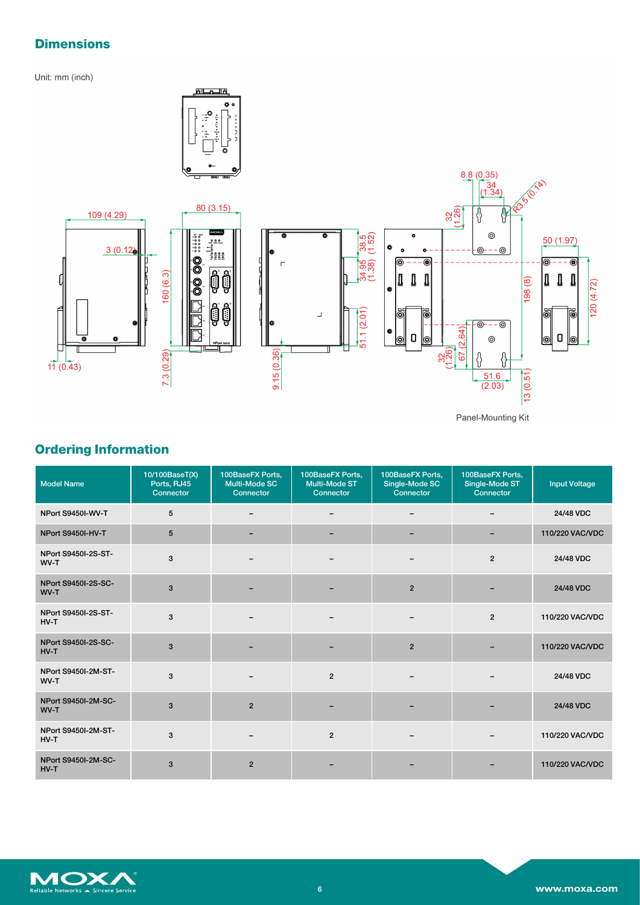## Dimensions

Unit: mm (inch)

Panel-Mounting Kit

## Ordering Information

| Model Name | 10/100BaseT(X) Ports, RJ45 Connector | 100BaseFX Ports, Multi-Mode SC Connector | 100BaseFX Ports, Multi-Mode ST Connector | 100BaseFX Ports, Single-Mode SC Connector | 100BaseFX Ports, Single-Mode ST Connector | Input Voltage |
|---|---|---|---|---|---|---|
| NPort S9450I-WV-T | 5 | – | – | – | – | 24/48 VDC |
| NPort S9450I-HV-T | 5 | – | – | – | – | 110/220 VAC/VDC |
| NPort S9450I-2S-ST-WV-T | 3 | – | – | – | 2 | 24/48 VDC |
| NPort S9450I-2S-SC-WV-T | 3 | – | – | 2 | – | 24/48 VDC |
| NPort S9450I-2S-ST-HV-T | 3 | – | – | – | 2 | 110/220 VAC/VDC |
| NPort S9450I-2S-SC-HV-T | 3 | – | – | 2 | – | 110/220 VAC/VDC |
| NPort S9450I-2M-ST-WV-T | 3 | – | 2 | – | – | 24/48 VDC |
| NPort S9450I-2M-SC-WV-T | 3 | 2 | – | – | – | 24/48 VDC |
| NPort S9450I-2M-ST-HV-T | 3 | – | 2 | – | – | 110/220 VAC/VDC |
| NPort S9450I-2M-SC-HV-T | 3 | 2 | – | – | – | 110/220 VAC/VDC |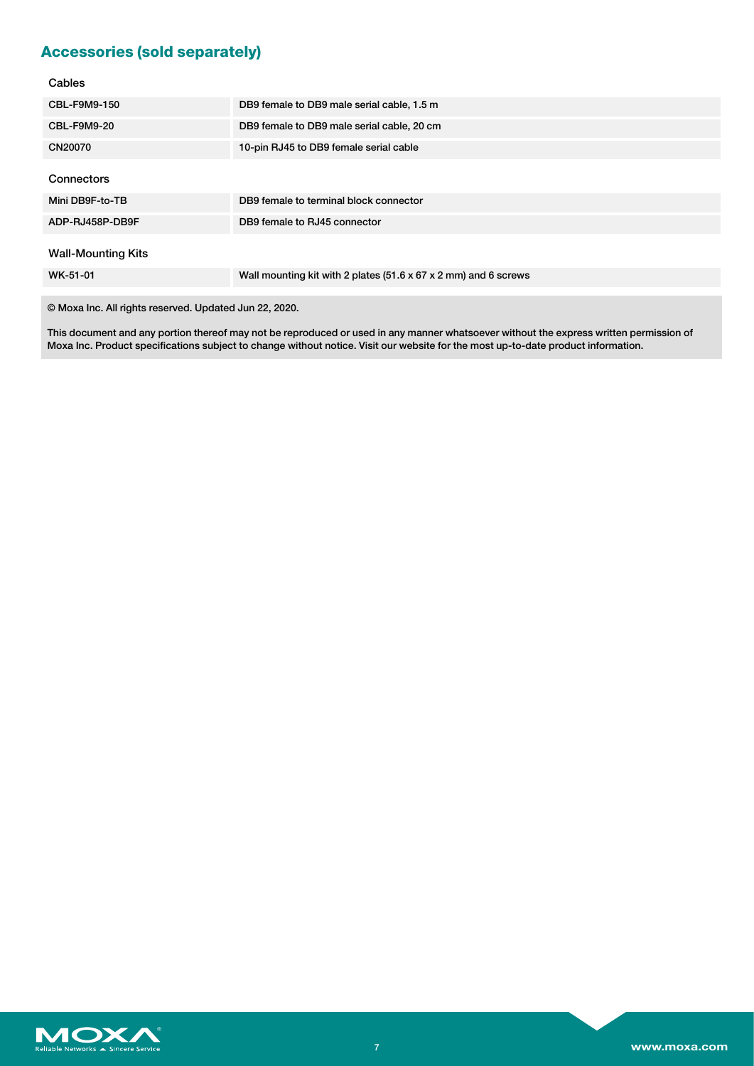## Accessories (sold separately)

### Cables

| | |
|---|---|
| CBL-F9M9-150 | DB9 female to DB9 male serial cable, 1.5 m |
| CBL-F9M9-20 | DB9 female to DB9 male serial cable, 20 cm |
| CN20070 | 10-pin RJ45 to DB9 female serial cable |

### Connectors

| | |
|---|---|
| Mini DB9F-to-TB | DB9 female to terminal block connector |
| ADP-RJ458P-DB9F | DB9 female to RJ45 connector |

### Wall-Mounting Kits

| | |
|---|---|
| WK-51-01 | Wall mounting kit with 2 plates (51.6 x 67 x 2 mm) and 6 screws |

© Moxa Inc. All rights reserved. Updated Jun 22, 2020.

This document and any portion thereof may not be reproduced or used in any manner whatsoever without the express written permission of Moxa Inc. Product specifications subject to change without notice. Visit our website for the most up-to-date product information.